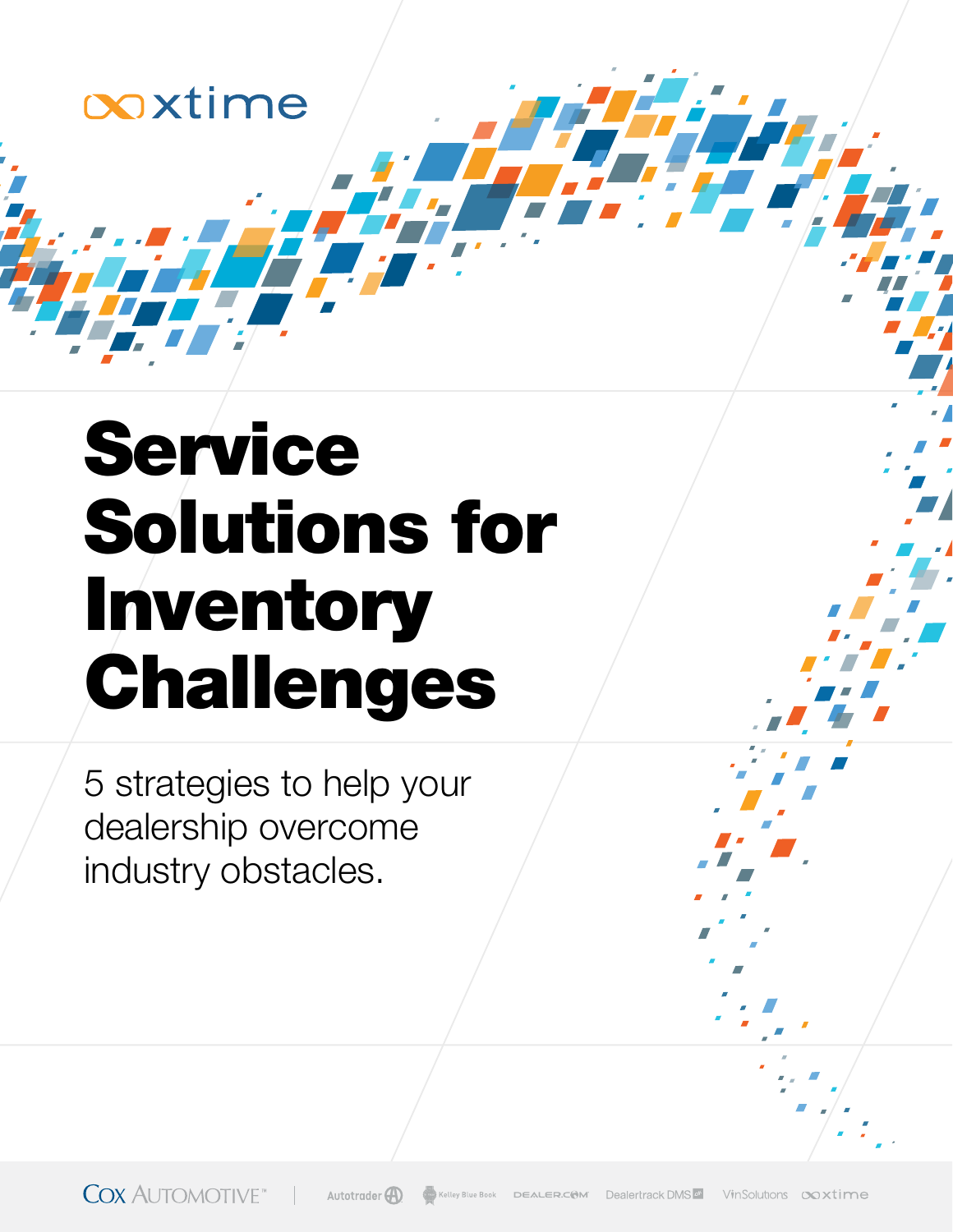xtime

# Service Solutions for Inventory Challenges

5 strategies to help your dealership overcome industry obstacles.

Cox Automotive | Autotrader | Kelley Blue Book | Dealer.com | Dealertrack DMS | VinSolutions | xtime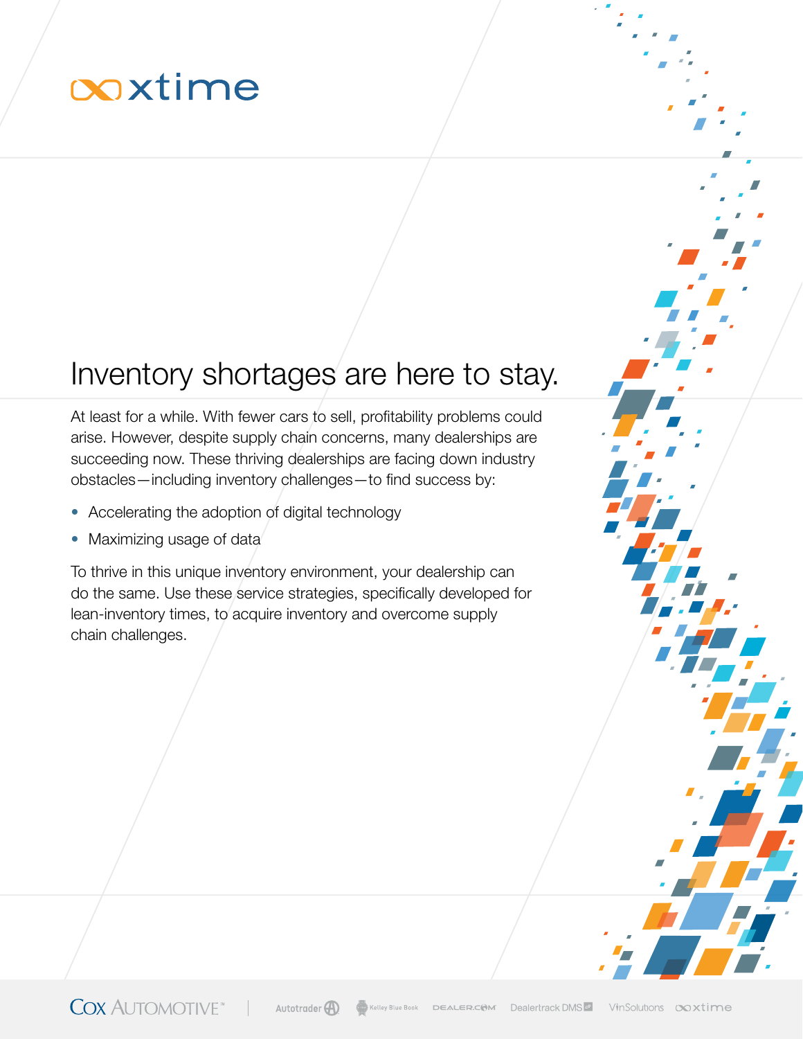# Inventory shortages are here to stay.

At least for a while. With fewer cars to sell, profitability problems could arise. However, despite supply chain concerns, many dealerships are succeeding now. These thriving dealerships are facing down industry obstacles—including inventory challenges—to find success by:

- Accelerating the adoption of digital technology
- Maximizing usage of data

To thrive in this unique inventory environment, your dealership can do the same. Use these service strategies, specifically developed for lean-inventory times, to acquire inventory and overcome supply chain challenges.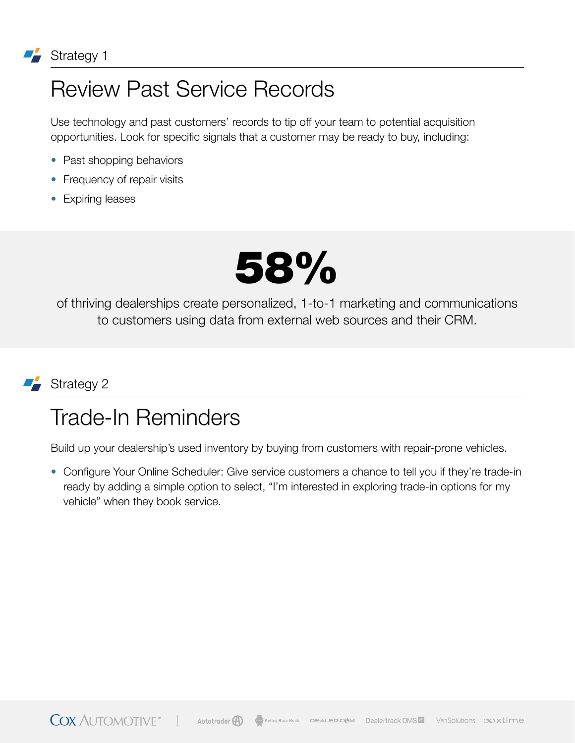Strategy 1

## Review Past Service Records

Use technology and past customers' records to tip off your team to potential acquisition opportunities. Look for specific signals that a customer may be ready to buy, including:

- Past shopping behaviors
- Frequency of repair visits
- Expiring leases

**58%**

of thriving dealerships create personalized, 1-to-1 marketing and communications to customers using data from external web sources and their CRM.

Strategy 2

## Trade-In Reminders

Build up your dealership's used inventory by buying from customers with repair-prone vehicles.

- Configure Your Online Scheduler: Give service customers a chance to tell you if they're trade-in ready by adding a simple option to select, "I'm interested in exploring trade-in options for my vehicle" when they book service.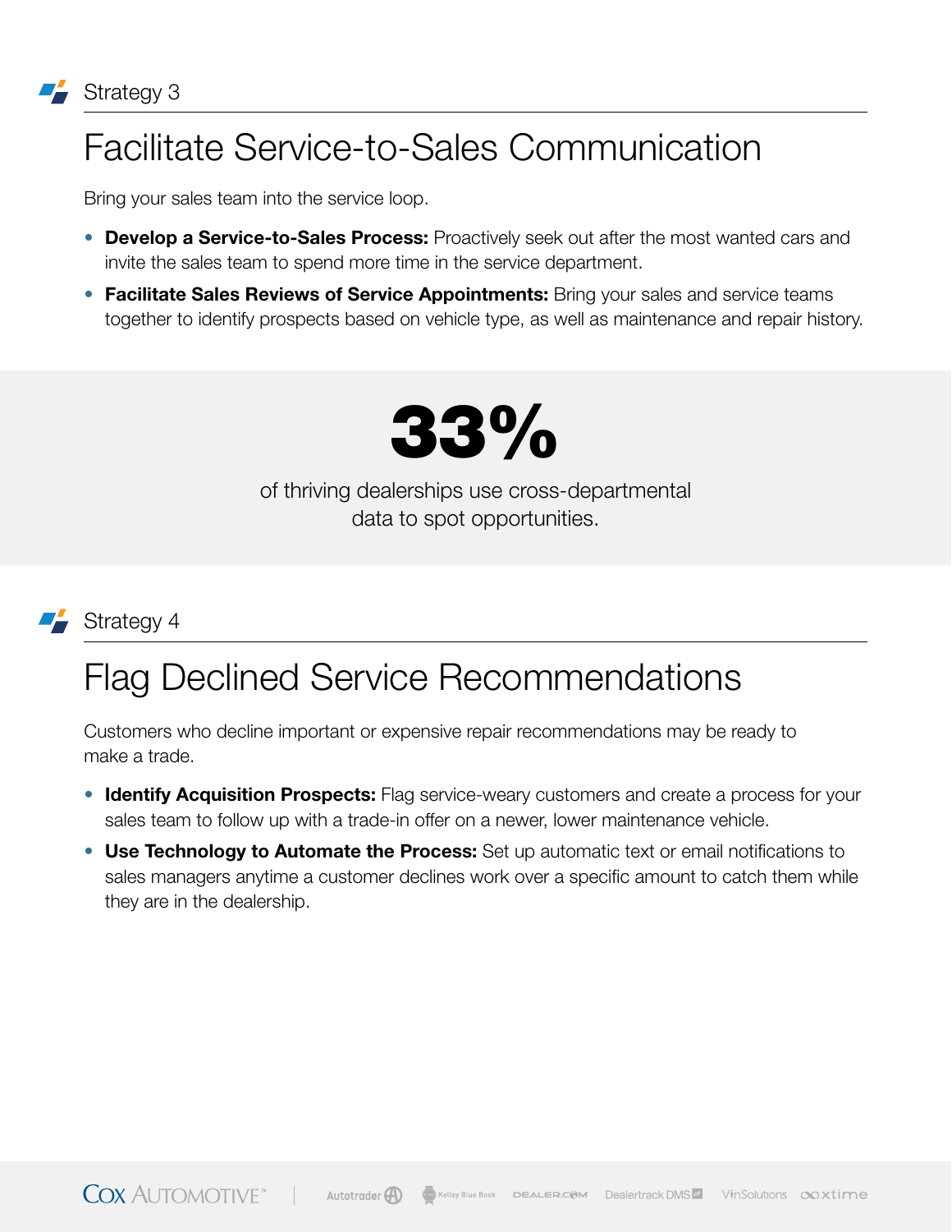Strategy 3

# Facilitate Service-to-Sales Communication

Bring your sales team into the service loop.

- **Develop a Service-to-Sales Process:** Proactively seek out after the most wanted cars and invite the sales team to spend more time in the service department.
- **Facilitate Sales Reviews of Service Appointments:** Bring your sales and service teams together to identify prospects based on vehicle type, as well as maintenance and repair history.

**33%**

of thriving dealerships use cross-departmental data to spot opportunities.

Strategy 4

# Flag Declined Service Recommendations

Customers who decline important or expensive repair recommendations may be ready to make a trade.

- **Identify Acquisition Prospects:** Flag service-weary customers and create a process for your sales team to follow up with a trade-in offer on a newer, lower maintenance vehicle.
- **Use Technology to Automate the Process:** Set up automatic text or email notifications to sales managers anytime a customer declines work over a specific amount to catch them while they are in the dealership.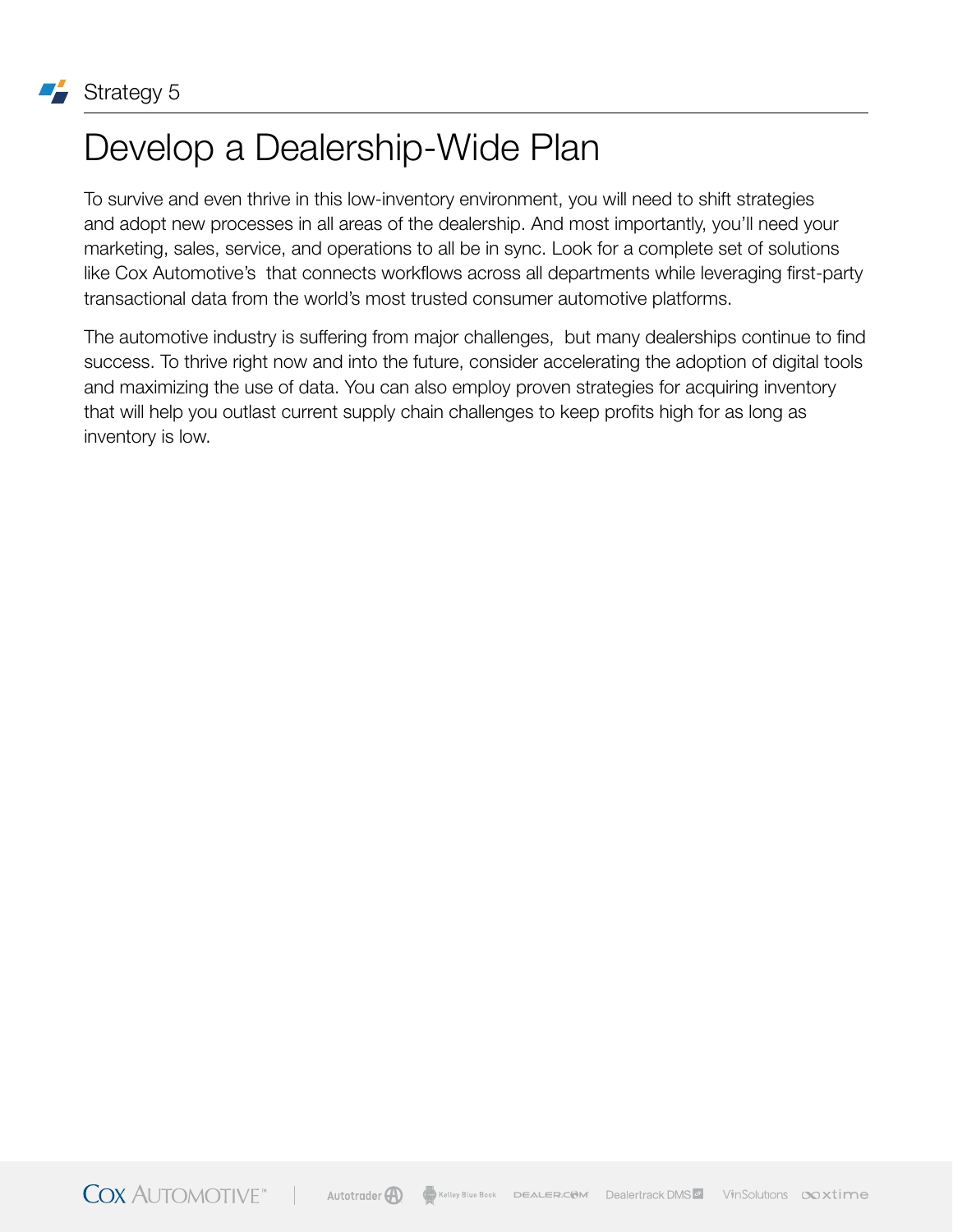Strategy 5

# Develop a Dealership-Wide Plan

To survive and even thrive in this low-inventory environment, you will need to shift strategies and adopt new processes in all areas of the dealership. And most importantly, you'll need your marketing, sales, service, and operations to all be in sync. Look for a complete set of solutions like Cox Automotive's  that connects workflows across all departments while leveraging first-party transactional data from the world's most trusted consumer automotive platforms.

The automotive industry is suffering from major challenges,  but many dealerships continue to find success. To thrive right now and into the future, consider accelerating the adoption of digital tools and maximizing the use of data. You can also employ proven strategies for acquiring inventory that will help you outlast current supply chain challenges to keep profits high for as long as inventory is low.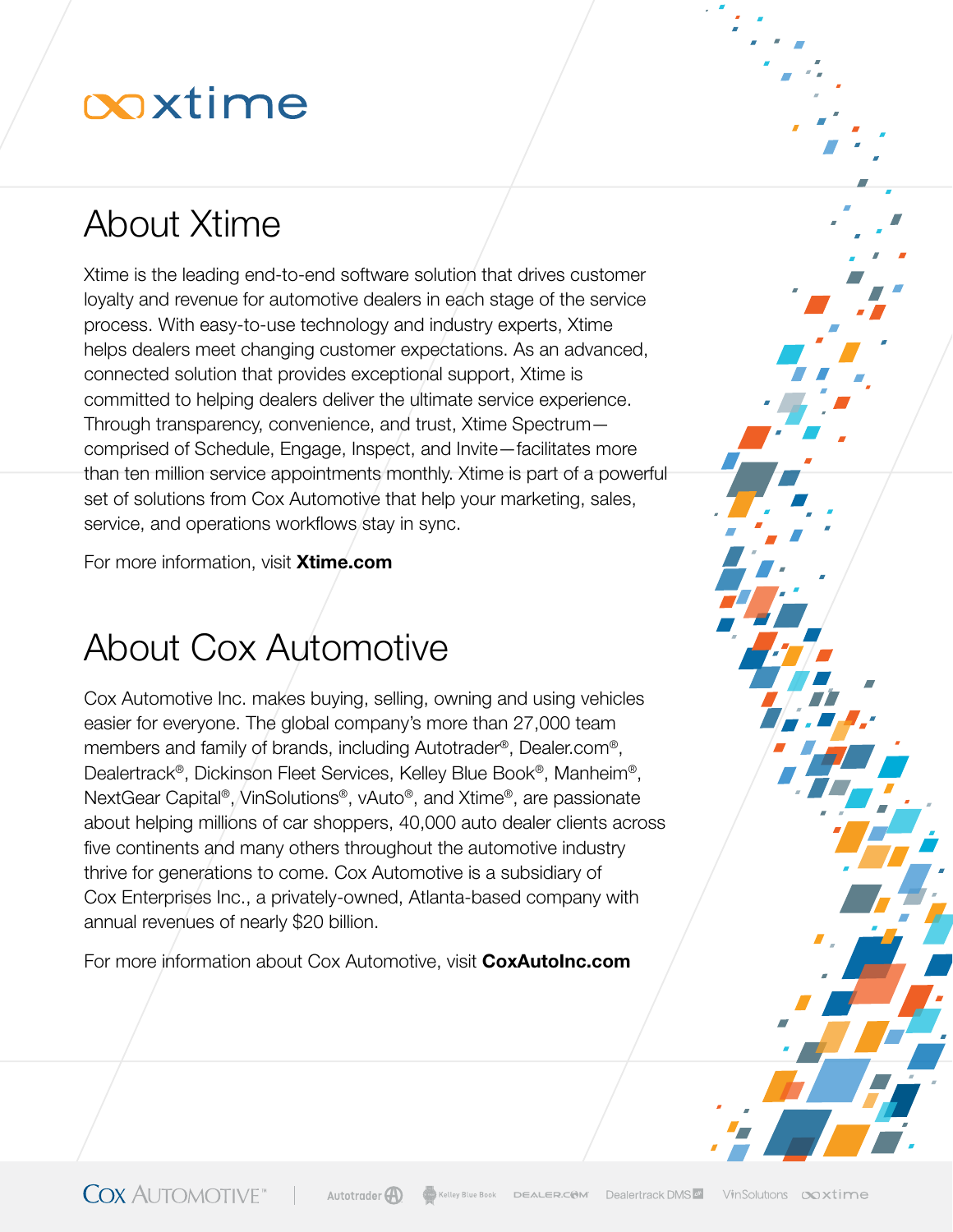# xtime

## About Xtime

Xtime is the leading end-to-end software solution that drives customer loyalty and revenue for automotive dealers in each stage of the service process. With easy-to-use technology and industry experts, Xtime helps dealers meet changing customer expectations. As an advanced, connected solution that provides exceptional support, Xtime is committed to helping dealers deliver the ultimate service experience. Through transparency, convenience, and trust, Xtime Spectrum—comprised of Schedule, Engage, Inspect, and Invite—facilitates more than ten million service appointments monthly. Xtime is part of a powerful set of solutions from Cox Automotive that help your marketing, sales, service, and operations workflows stay in sync.

For more information, visit **Xtime.com**

## About Cox Automotive

Cox Automotive Inc. makes buying, selling, owning and using vehicles easier for everyone. The global company's more than 27,000 team members and family of brands, including Autotrader®, Dealer.com®, Dealertrack®, Dickinson Fleet Services, Kelley Blue Book®, Manheim®, NextGear Capital®, VinSolutions®, vAuto®, and Xtime®, are passionate about helping millions of car shoppers, 40,000 auto dealer clients across five continents and many others throughout the automotive industry thrive for generations to come. Cox Automotive is a subsidiary of Cox Enterprises Inc., a privately-owned, Atlanta-based company with annual revenues of nearly $20 billion.

For more information about Cox Automotive, visit **CoxAutoInc.com**

COX AUTOMOTIVE™ | Autotrader | Kelley Blue Book | DEALER.COM | Dealertrack DMS | VinSolutions | xtime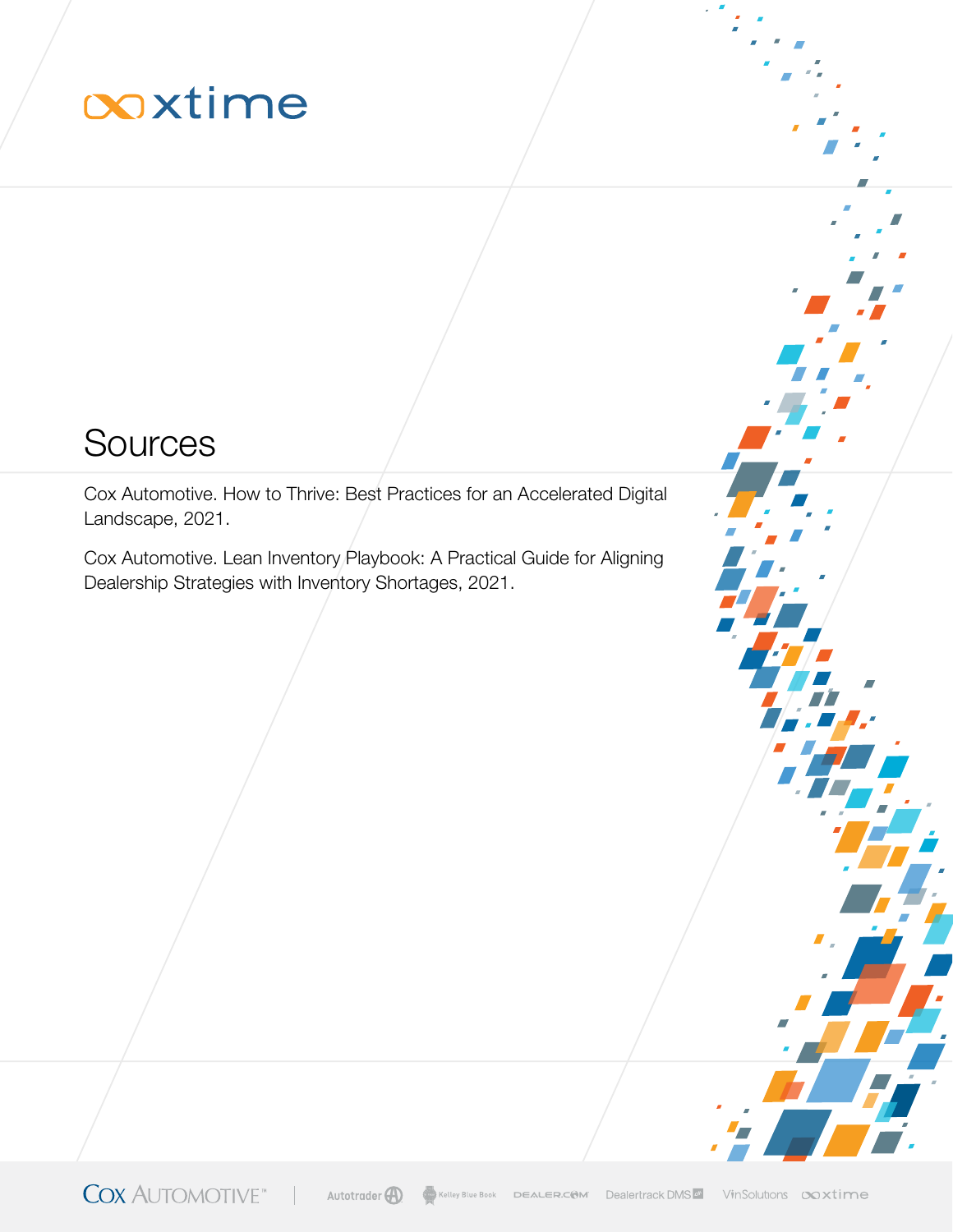# Sources

Cox Automotive. How to Thrive: Best Practices for an Accelerated Digital Landscape, 2021.

Cox Automotive. Lean Inventory Playbook: A Practical Guide for Aligning Dealership Strategies with Inventory Shortages, 2021.